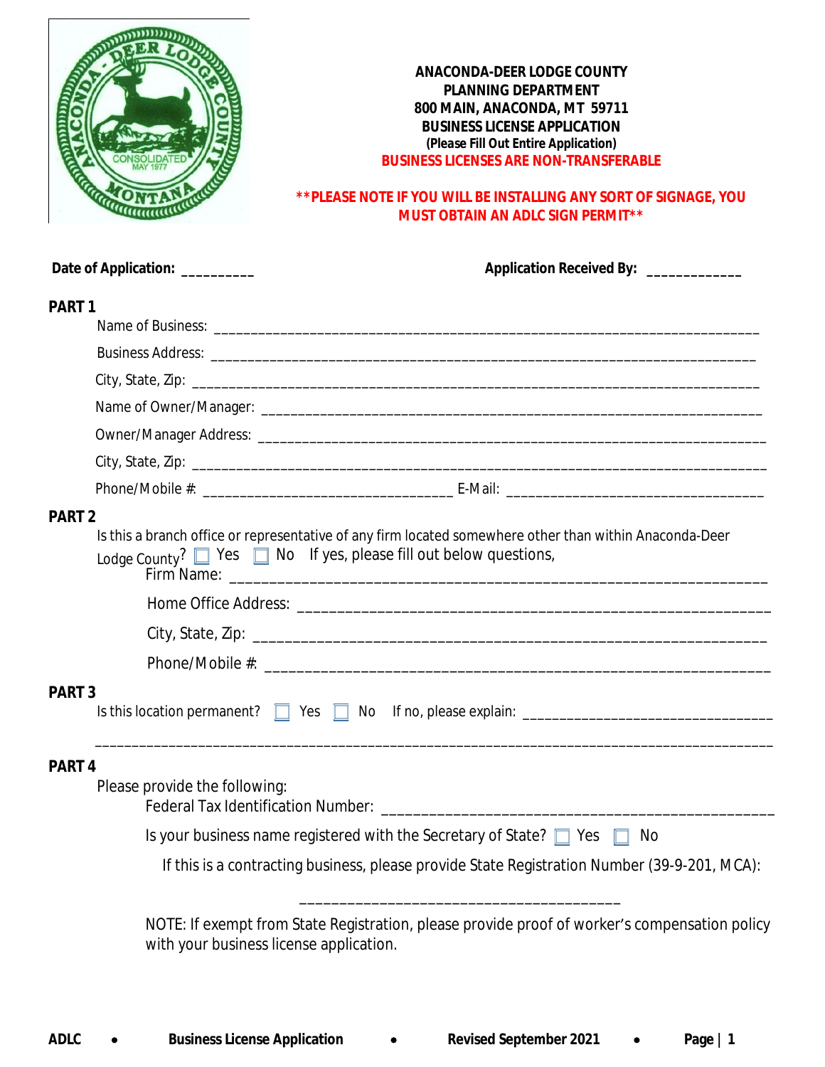**ANACONDA-DEER LODGE COUNTY**
**PLANNING DEPARTMENT**
**800 MAIN, ANACONDA, MT 59711**
**BUSINESS LICENSE APPLICATION**
**(Please Fill Out Entire Application)**
**BUSINESS LICENSES ARE NON-TRANSFERABLE**

**\*\*PLEASE NOTE IF YOU WILL BE INSTALLING ANY SORT OF SIGNAGE, YOU MUST OBTAIN AN ADLC SIGN PERMIT\*\***

**Date of Application:** _________ **Application Received By:** ____________

## PART 1

Name of Business: ___________________________________________________________________________

Business Address: ___________________________________________________________________________

City, State, Zip: ___________________________________________________________________________

Name of Owner/Manager: ______________________________________________________________________

Owner/Manager Address: ______________________________________________________________________

City, State, Zip: ___________________________________________________________________________

Phone/Mobile #: _________________________________ E-Mail: _________________________________

## PART 2

Is this a branch office or representative of any firm located somewhere other than within Anaconda-Deer Lodge County? ☐ Yes ☐ No If yes, please fill out below questions,

Firm Name: _________________________________________________________________

Home Office Address: _________________________________________________________

City, State, Zip: ____________________________________________________________

Phone/Mobile #: ____________________________________________________________

## PART 3

Is this location permanent? ☐ Yes ☐ No If no, please explain: _______________________________

_____________________________________________________________________________________

## PART 4

Please provide the following:

Federal Tax Identification Number: _______________________________________________

Is your business name registered with the Secretary of State? ☐ Yes ☐ No

If this is a contracting business, please provide State Registration Number (39-9-201, MCA):

_______________________________________

NOTE: If exempt from State Registration, please provide proof of worker's compensation policy with your business license application.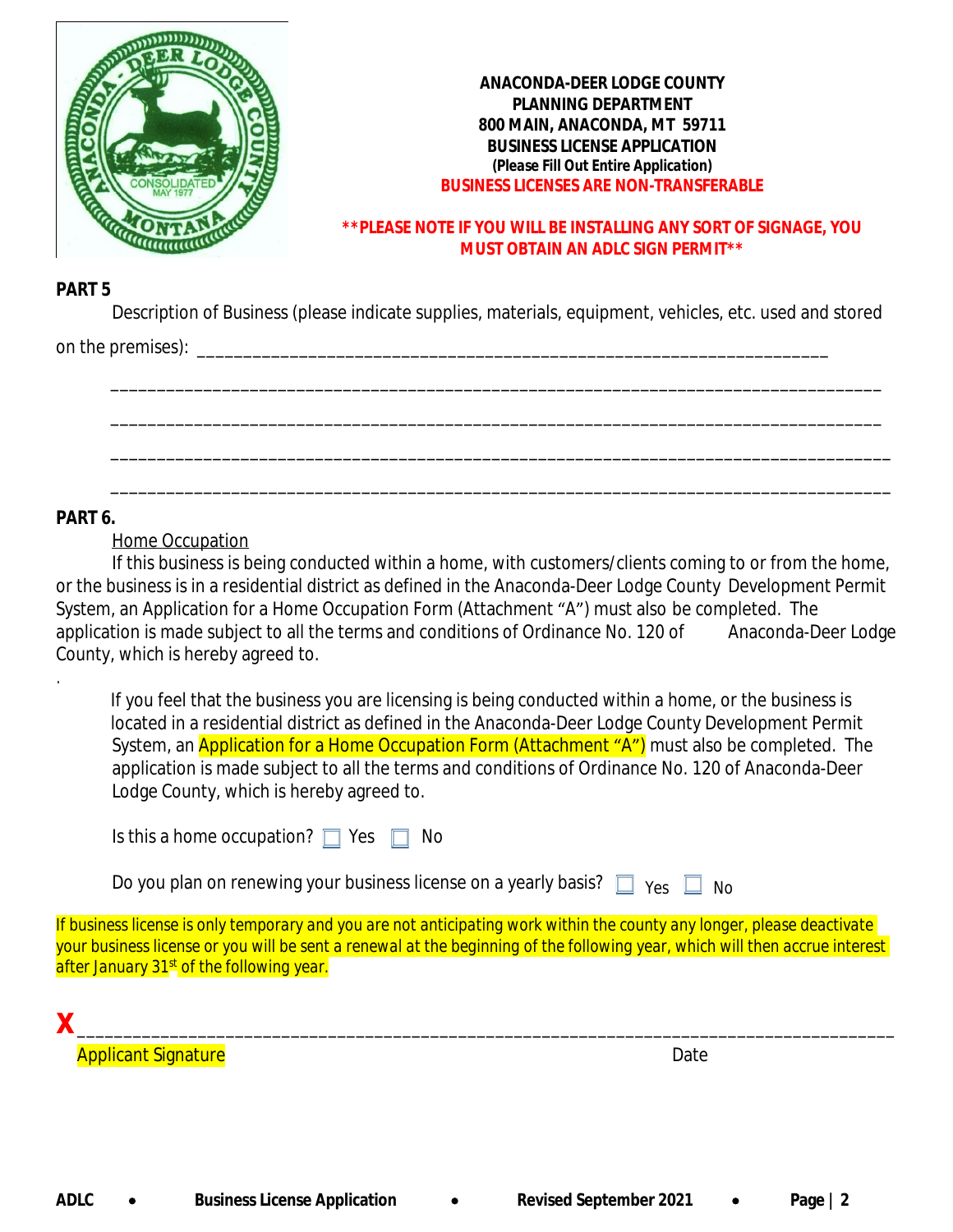**ANACONDA-DEER LODGE COUNTY**
**PLANNING DEPARTMENT**
**800 MAIN, ANACONDA, MT 59711**
**BUSINESS LICENSE APPLICATION**
**(Please Fill Out Entire Application)**
**BUSINESS LICENSES ARE NON-TRANSFERABLE**

**\*\*PLEASE NOTE IF YOU WILL BE INSTALLING ANY SORT OF SIGNAGE, YOU MUST OBTAIN AN ADLC SIGN PERMIT\*\***

## PART 5

Description of Business (please indicate supplies, materials, equipment, vehicles, etc. used and stored on the premises): ______________________________________________________________________

______________________________________________________________________________________

______________________________________________________________________________________

______________________________________________________________________________________

______________________________________________________________________________________

## PART 6.

Home Occupation

If this business is being conducted within a home, with customers/clients coming to or from the home, or the business is in a residential district as defined in the Anaconda-Deer Lodge County Development Permit System, an Application for a Home Occupation Form (Attachment "A") must also be completed. The application is made subject to all the terms and conditions of Ordinance No. 120 of Anaconda-Deer Lodge County, which is hereby agreed to.

.

If you feel that the business you are licensing is being conducted within a home, or the business is located in a residential district as defined in the Anaconda-Deer Lodge County Development Permit System, an Application for a Home Occupation Form (Attachment "A") must also be completed. The application is made subject to all the terms and conditions of Ordinance No. 120 of Anaconda-Deer Lodge County, which is hereby agreed to.

Is this a home occupation? ☐ Yes ☐ No

Do you plan on renewing your business license on a yearly basis? ☐ Yes ☐ No

If business license is only temporary and you are not anticipating work within the county any longer, please deactivate your business license or you will be sent a renewal at the beginning of the following year, which will then accrue interest after January 31st of the following year.

X ______________________________________________________________________________________

Applicant Signature Date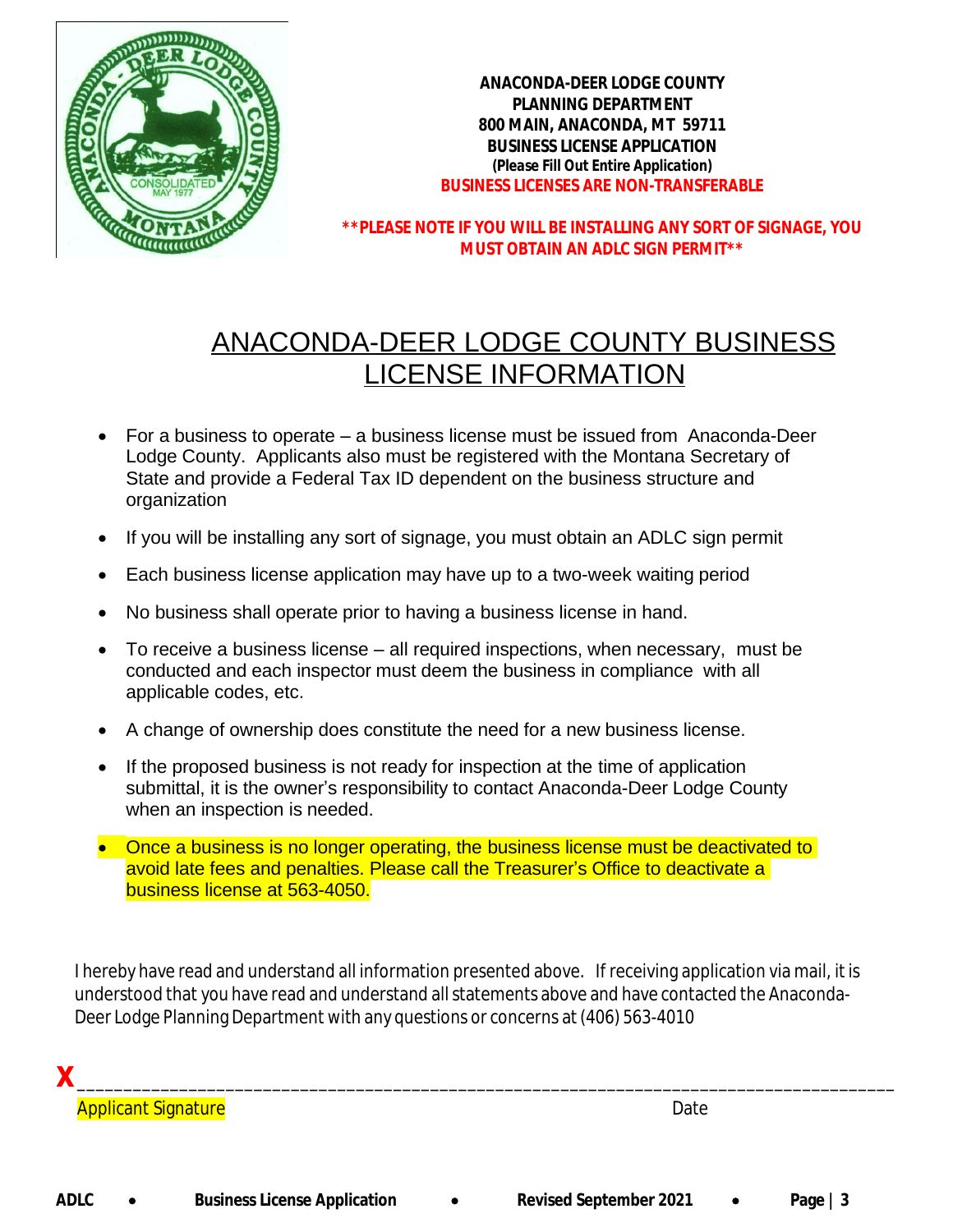**ANACONDA-DEER LODGE COUNTY**
**PLANNING DEPARTMENT**
**800 MAIN, ANACONDA, MT 59711**
**BUSINESS LICENSE APPLICATION**
**(Please Fill Out Entire Application)**
**BUSINESS LICENSES ARE NON-TRANSFERABLE**

**\*\*PLEASE NOTE IF YOU WILL BE INSTALLING ANY SORT OF SIGNAGE, YOU MUST OBTAIN AN ADLC SIGN PERMIT\*\***

# ANACONDA-DEER LODGE COUNTY BUSINESS LICENSE INFORMATION

- For a business to operate – a business license must be issued from Anaconda-Deer Lodge County. Applicants also must be registered with the Montana Secretary of State and provide a Federal Tax ID dependent on the business structure and organization
- If you will be installing any sort of signage, you must obtain an ADLC sign permit
- Each business license application may have up to a two-week waiting period
- No business shall operate prior to having a business license in hand.
- To receive a business license – all required inspections, when necessary, must be conducted and each inspector must deem the business in compliance with all applicable codes, etc.
- A change of ownership does constitute the need for a new business license.
- If the proposed business is not ready for inspection at the time of application submittal, it is the owner's responsibility to contact Anaconda-Deer Lodge County when an inspection is needed.
- Once a business is no longer operating, the business license must be deactivated to avoid late fees and penalties. Please call the Treasurer's Office to deactivate a business license at 563-4050.

I hereby have read and understand all information presented above. If receiving application via mail, it is understood that you have read and understand all statements above and have contacted the Anaconda-Deer Lodge Planning Department with any questions or concerns at (406) 563-4010

**X**\_\_\_\_\_\_\_\_\_\_\_\_\_\_\_\_\_\_\_\_\_\_\_\_\_\_\_\_\_\_\_\_\_\_\_\_\_\_\_\_\_\_\_\_\_\_\_\_\_\_\_\_\_\_\_\_\_\_\_\_\_\_\_\_\_\_\_\_\_\_\_\_\_\_\_\_

Applicant Signature                                                                                    Date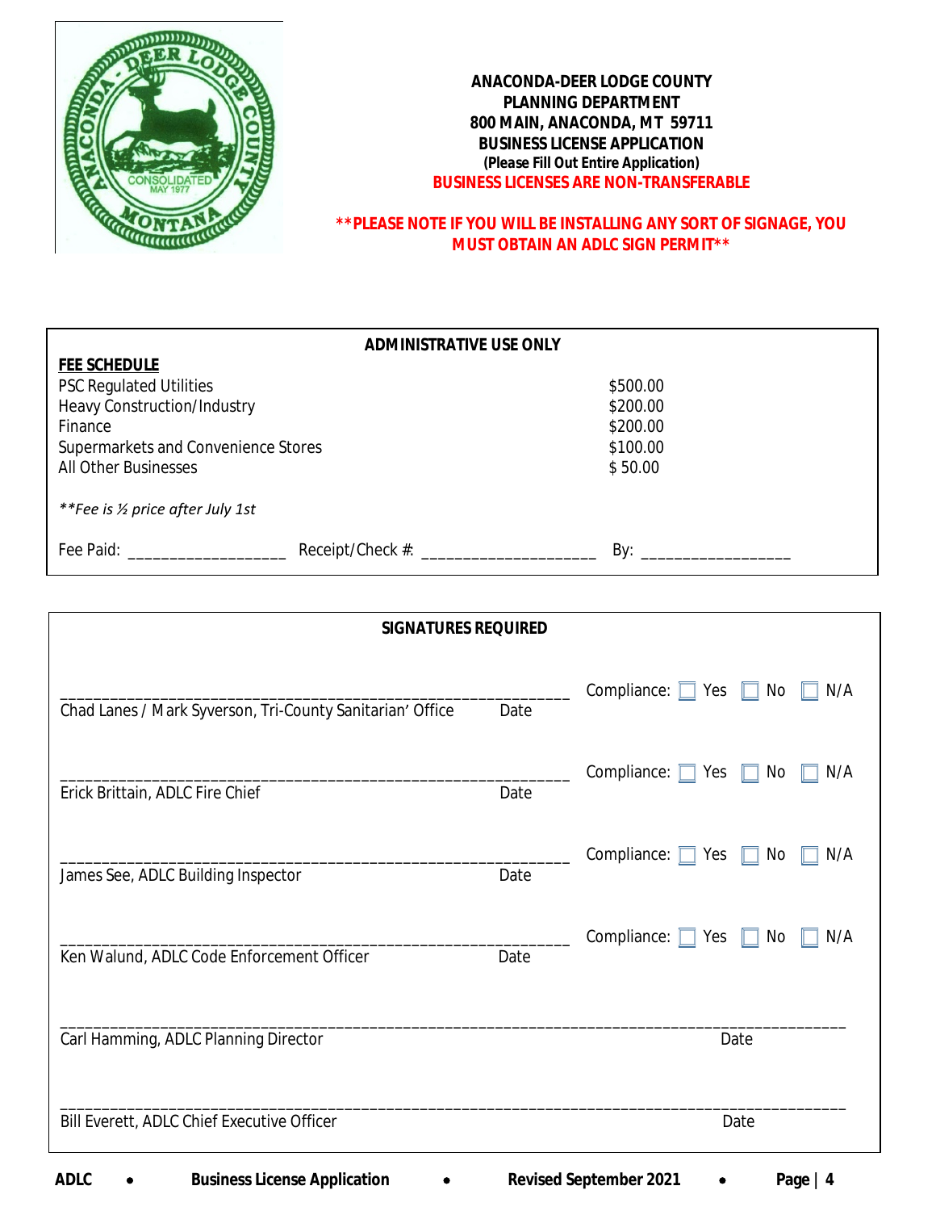**ANACONDA-DEER LODGE COUNTY**
**PLANNING DEPARTMENT**
**800 MAIN, ANACONDA, MT 59711**
**BUSINESS LICENSE APPLICATION**
**(Please Fill Out Entire Application)**
**BUSINESS LICENSES ARE NON-TRANSFERABLE**

****PLEASE NOTE IF YOU WILL BE INSTALLING ANY SORT OF SIGNAGE, YOU MUST OBTAIN AN ADLC SIGN PERMIT****

## ADMINISTRATIVE USE ONLY

**FEE SCHEDULE**

| | |
|---|---|
| PSC Regulated Utilities | $500.00 |
| Heavy Construction/Industry | $200.00 |
| Finance | $200.00 |
| Supermarkets and Convenience Stores | $100.00 |
| All Other Businesses | $ 50.00 |

*\*\*Fee is ½ price after July 1st*

Fee Paid: __________________ Receipt/Check #: ____________________ By: _________________

## SIGNATURES REQUIRED

____________________________________________________________
Chad Lanes / Mark Syverson, Tri-County Sanitarian' Office Date
Compliance: ☐ Yes ☐ No ☐ N/A

____________________________________________________________
Erick Brittain, ADLC Fire Chief Date
Compliance: ☐ Yes ☐ No ☐ N/A

____________________________________________________________
James See, ADLC Building Inspector Date
Compliance: ☐ Yes ☐ No ☐ N/A

____________________________________________________________
Ken Walund, ADLC Code Enforcement Officer Date
Compliance: ☐ Yes ☐ No ☐ N/A

____________________________________________________________
Carl Hamming, ADLC Planning Director Date

____________________________________________________________
Bill Everett, ADLC Chief Executive Officer Date